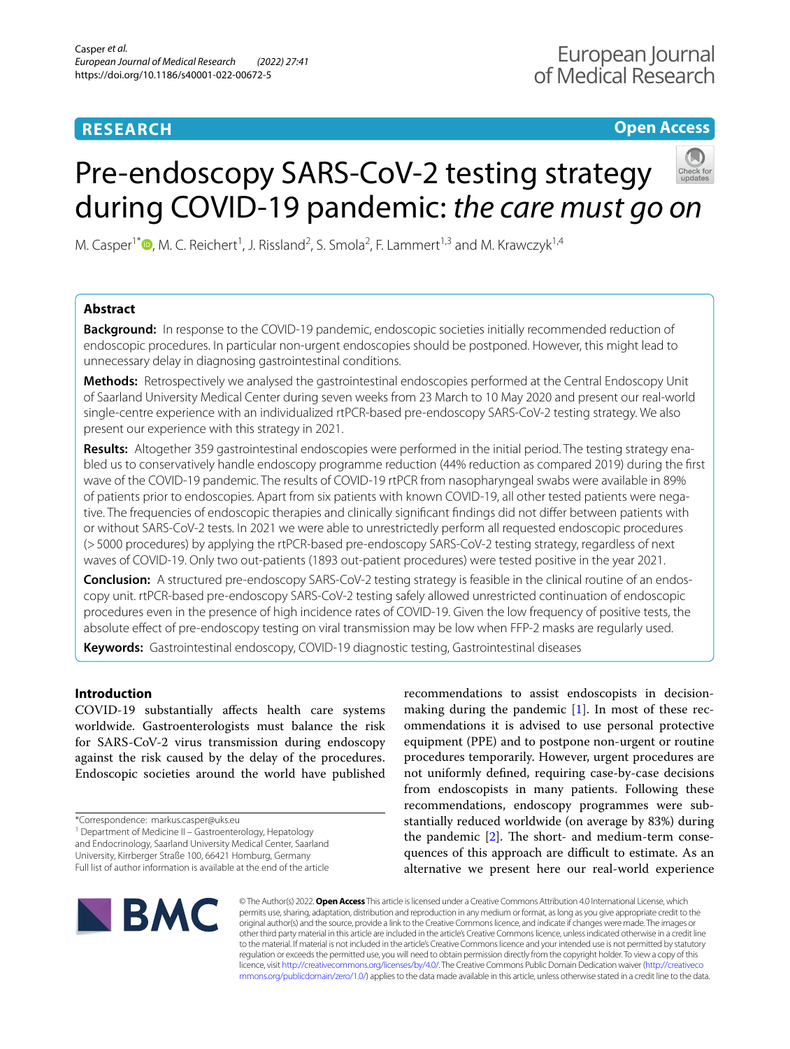# Pre-endoscopy SARS-CoV-2 testing strategy during COVID-19 pandemic: *the care must go on*

M. Casper[1*], M. C. Reichert[1], J. Rissland[2], S. Smola[2], F. Lammert[1,3] and M. Krawczyk[1,4]

## Abstract

**Background:** In response to the COVID-19 pandemic, endoscopic societies initially recommended reduction of endoscopic procedures. In particular non-urgent endoscopies should be postponed. However, this might lead to unnecessary delay in diagnosing gastrointestinal conditions.

**Methods:** Retrospectively we analysed the gastrointestinal endoscopies performed at the Central Endoscopy Unit of Saarland University Medical Center during seven weeks from 23 March to 10 May 2020 and present our real-world single-centre experience with an individualized rtPCR-based pre-endoscopy SARS-CoV-2 testing strategy. We also present our experience with this strategy in 2021.

**Results:** Altogether 359 gastrointestinal endoscopies were performed in the initial period. The testing strategy enabled us to conservatively handle endoscopy programme reduction (44% reduction as compared 2019) during the first wave of the COVID-19 pandemic. The results of COVID-19 rtPCR from nasopharyngeal swabs were available in 89% of patients prior to endoscopies. Apart from six patients with known COVID-19, all other tested patients were negative. The frequencies of endoscopic therapies and clinically significant findings did not differ between patients with or without SARS-CoV-2 tests. In 2021 we were able to unrestrictedly perform all requested endoscopic procedures (> 5000 procedures) by applying the rtPCR-based pre-endoscopy SARS-CoV-2 testing strategy, regardless of next waves of COVID-19. Only two out-patients (1893 out-patient procedures) were tested positive in the year 2021.

**Conclusion:** A structured pre-endoscopy SARS-CoV-2 testing strategy is feasible in the clinical routine of an endoscopy unit. rtPCR-based pre-endoscopy SARS-CoV-2 testing safely allowed unrestricted continuation of endoscopic procedures even in the presence of high incidence rates of COVID-19. Given the low frequency of positive tests, the absolute effect of pre-endoscopy testing on viral transmission may be low when FFP-2 masks are regularly used.

**Keywords:** Gastrointestinal endoscopy, COVID-19 diagnostic testing, Gastrointestinal diseases

## Introduction

COVID-19 substantially affects health care systems worldwide. Gastroenterologists must balance the risk for SARS-CoV-2 virus transmission during endoscopy against the risk caused by the delay of the procedures. Endoscopic societies around the world have published recommendations to assist endoscopists in decision-making during the pandemic [1]. In most of these recommendations it is advised to use personal protective equipment (PPE) and to postpone non-urgent or routine procedures temporarily. However, urgent procedures are not uniformly defined, requiring case-by-case decisions from endoscopists in many patients. Following these recommendations, endoscopy programmes were substantially reduced worldwide (on average by 83%) during the pandemic [2]. The short- and medium-term consequences of this approach are difficult to estimate. As an alternative we present here our real-world experience

*Correspondence: markus.casper@uks.eu
[1] Department of Medicine II – Gastroenterology, Hepatology and Endocrinology, Saarland University Medical Center, Saarland University, Kirrberger Straße 100, 66421 Homburg, Germany
Full list of author information is available at the end of the article

© The Author(s) 2022. **Open Access** This article is licensed under a Creative Commons Attribution 4.0 International License, which permits use, sharing, adaptation, distribution and reproduction in any medium or format, as long as you give appropriate credit to the original author(s) and the source, provide a link to the Creative Commons licence, and indicate if changes were made. The images or other third party material in this article are included in the article's Creative Commons licence, unless indicated otherwise in a credit line to the material. If material is not included in the article's Creative Commons licence and your intended use is not permitted by statutory regulation or exceeds the permitted use, you will need to obtain permission directly from the copyright holder. To view a copy of this licence, visit http://creativecommons.org/licenses/by/4.0/. The Creative Commons Public Domain Dedication waiver (http://creativecommons.org/publicdomain/zero/1.0/) applies to the data made available in this article, unless otherwise stated in a credit line to the data.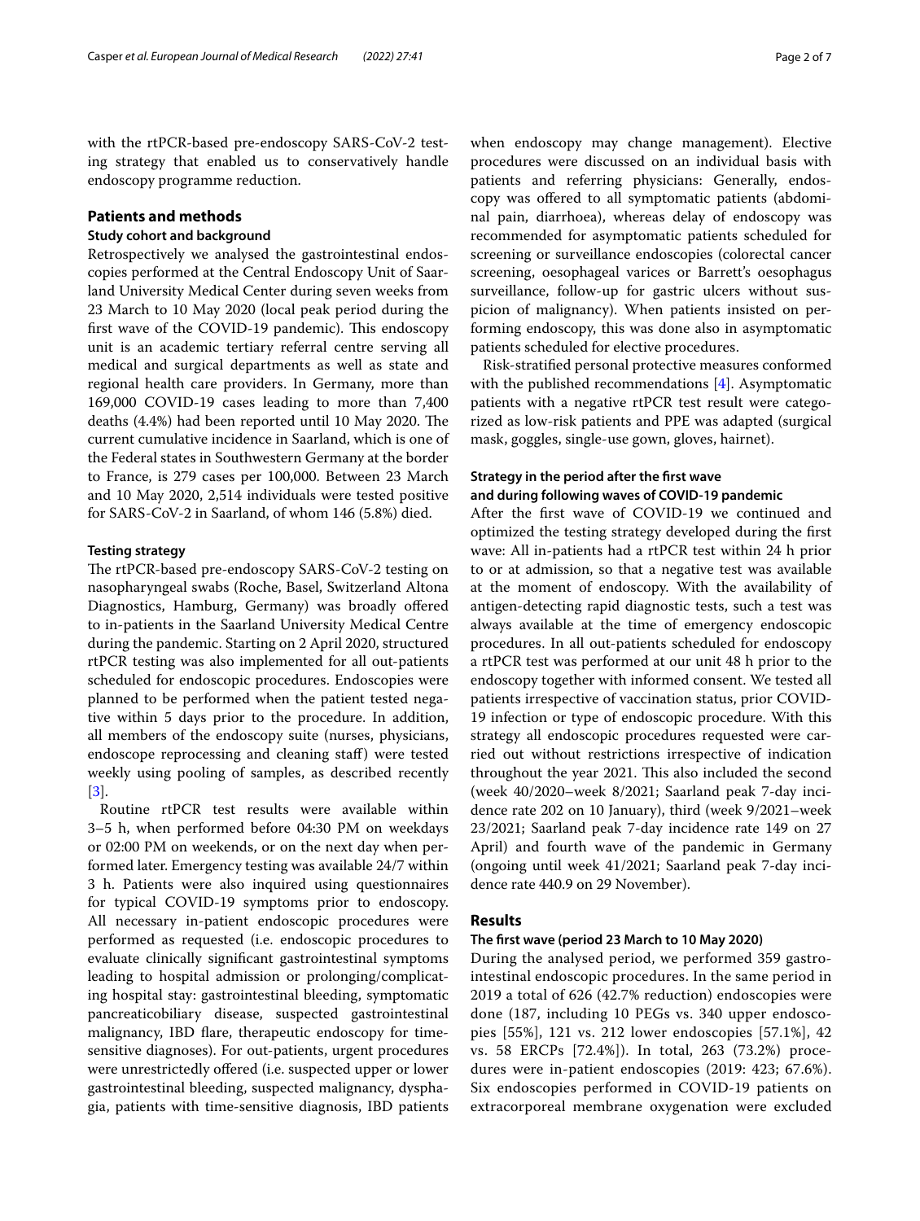with the rtPCR-based pre-endoscopy SARS-CoV-2 testing strategy that enabled us to conservatively handle endoscopy programme reduction.

## Patients and methods

### Study cohort and background

Retrospectively we analysed the gastrointestinal endoscopies performed at the Central Endoscopy Unit of Saarland University Medical Center during seven weeks from 23 March to 10 May 2020 (local peak period during the first wave of the COVID-19 pandemic). This endoscopy unit is an academic tertiary referral centre serving all medical and surgical departments as well as state and regional health care providers. In Germany, more than 169,000 COVID-19 cases leading to more than 7,400 deaths (4.4%) had been reported until 10 May 2020. The current cumulative incidence in Saarland, which is one of the Federal states in Southwestern Germany at the border to France, is 279 cases per 100,000. Between 23 March and 10 May 2020, 2,514 individuals were tested positive for SARS-CoV-2 in Saarland, of whom 146 (5.8%) died.

### Testing strategy

The rtPCR-based pre-endoscopy SARS-CoV-2 testing on nasopharyngeal swabs (Roche, Basel, Switzerland Altona Diagnostics, Hamburg, Germany) was broadly offered to in-patients in the Saarland University Medical Centre during the pandemic. Starting on 2 April 2020, structured rtPCR testing was also implemented for all out-patients scheduled for endoscopic procedures. Endoscopies were planned to be performed when the patient tested negative within 5 days prior to the procedure. In addition, all members of the endoscopy suite (nurses, physicians, endoscope reprocessing and cleaning staff) were tested weekly using pooling of samples, as described recently [3].

Routine rtPCR test results were available within 3–5 h, when performed before 04:30 PM on weekdays or 02:00 PM on weekends, or on the next day when performed later. Emergency testing was available 24/7 within 3 h. Patients were also inquired using questionnaires for typical COVID-19 symptoms prior to endoscopy. All necessary in-patient endoscopic procedures were performed as requested (i.e. endoscopic procedures to evaluate clinically significant gastrointestinal symptoms leading to hospital admission or prolonging/complicating hospital stay: gastrointestinal bleeding, symptomatic pancreaticobiliary disease, suspected gastrointestinal malignancy, IBD flare, therapeutic endoscopy for time-sensitive diagnoses). For out-patients, urgent procedures were unrestrictedly offered (i.e. suspected upper or lower gastrointestinal bleeding, suspected malignancy, dysphagia, patients with time-sensitive diagnosis, IBD patients when endoscopy may change management). Elective procedures were discussed on an individual basis with patients and referring physicians: Generally, endoscopy was offered to all symptomatic patients (abdominal pain, diarrhoea), whereas delay of endoscopy was recommended for asymptomatic patients scheduled for screening or surveillance endoscopies (colorectal cancer screening, oesophageal varices or Barrett's oesophagus surveillance, follow-up for gastric ulcers without suspicion of malignancy). When patients insisted on performing endoscopy, this was done also in asymptomatic patients scheduled for elective procedures.

Risk-stratified personal protective measures conformed with the published recommendations [4]. Asymptomatic patients with a negative rtPCR test result were categorized as low-risk patients and PPE was adapted (surgical mask, goggles, single-use gown, gloves, hairnet).

### Strategy in the period after the first wave and during following waves of COVID-19 pandemic

After the first wave of COVID-19 we continued and optimized the testing strategy developed during the first wave: All in-patients had a rtPCR test within 24 h prior to or at admission, so that a negative test was available at the moment of endoscopy. With the availability of antigen-detecting rapid diagnostic tests, such a test was always available at the time of emergency endoscopic procedures. In all out-patients scheduled for endoscopy a rtPCR test was performed at our unit 48 h prior to the endoscopy together with informed consent. We tested all patients irrespective of vaccination status, prior COVID-19 infection or type of endoscopic procedure. With this strategy all endoscopic procedures requested were carried out without restrictions irrespective of indication throughout the year 2021. This also included the second (week 40/2020–week 8/2021; Saarland peak 7-day incidence rate 202 on 10 January), third (week 9/2021–week 23/2021; Saarland peak 7-day incidence rate 149 on 27 April) and fourth wave of the pandemic in Germany (ongoing until week 41/2021; Saarland peak 7-day incidence rate 440.9 on 29 November).

## Results

### The first wave (period 23 March to 10 May 2020)

During the analysed period, we performed 359 gastrointestinal endoscopic procedures. In the same period in 2019 a total of 626 (42.7% reduction) endoscopies were done (187, including 10 PEGs vs. 340 upper endoscopies [55%], 121 vs. 212 lower endoscopies [57.1%], 42 vs. 58 ERCPs [72.4%]). In total, 263 (73.2%) procedures were in-patient endoscopies (2019: 423; 67.6%). Six endoscopies performed in COVID-19 patients on extracorporeal membrane oxygenation were excluded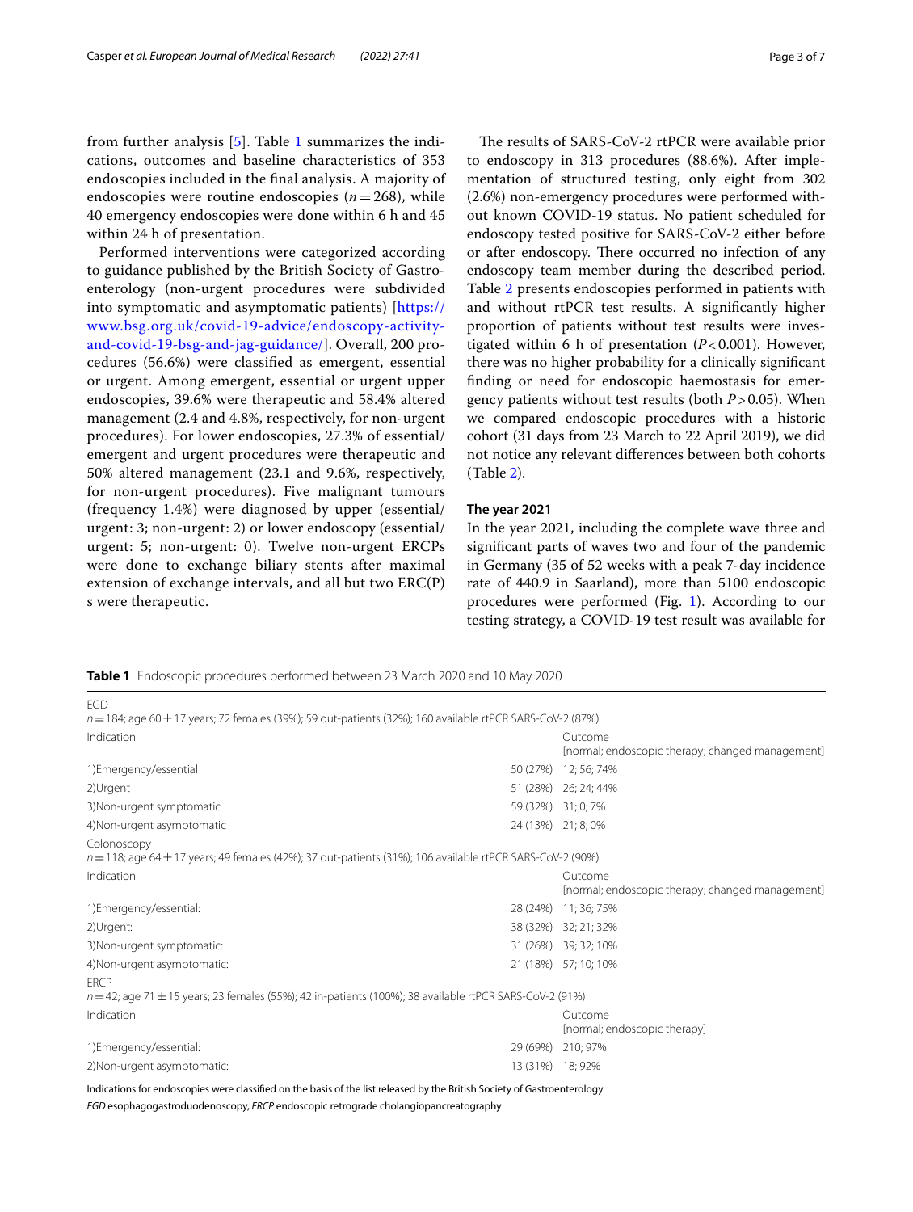from further analysis [5]. Table 1 summarizes the indications, outcomes and baseline characteristics of 353 endoscopies included in the final analysis. A majority of endoscopies were routine endoscopies ($n = 268$), while 40 emergency endoscopies were done within 6 h and 45 within 24 h of presentation.

Performed interventions were categorized according to guidance published by the British Society of Gastroenterology (non-urgent procedures were subdivided into symptomatic and asymptomatic patients) [https://www.bsg.org.uk/covid-19-advice/endoscopy-activity-and-covid-19-bsg-and-jag-guidance/]. Overall, 200 procedures (56.6%) were classified as emergent, essential or urgent. Among emergent, essential or urgent upper endoscopies, 39.6% were therapeutic and 58.4% altered management (2.4 and 4.8%, respectively, for non-urgent procedures). For lower endoscopies, 27.3% of essential/emergent and urgent procedures were therapeutic and 50% altered management (23.1 and 9.6%, respectively, for non-urgent procedures). Five malignant tumours (frequency 1.4%) were diagnosed by upper (essential/urgent: 3; non-urgent: 2) or lower endoscopy (essential/urgent: 5; non-urgent: 0). Twelve non-urgent ERCPs were done to exchange biliary stents after maximal extension of exchange intervals, and all but two ERC(P)s were therapeutic.

The results of SARS-CoV-2 rtPCR were available prior to endoscopy in 313 procedures (88.6%). After implementation of structured testing, only eight from 302 (2.6%) non-emergency procedures were performed without known COVID-19 status. No patient scheduled for endoscopy tested positive for SARS-CoV-2 either before or after endoscopy. There occurred no infection of any endoscopy team member during the described period. Table 2 presents endoscopies performed in patients with and without rtPCR test results. A significantly higher proportion of patients without test results were investigated within 6 h of presentation ($P < 0.001$). However, there was no higher probability for a clinically significant finding or need for endoscopic haemostasis for emergency patients without test results (both $P > 0.05$). When we compared endoscopic procedures with a historic cohort (31 days from 23 March to 22 April 2019), we did not notice any relevant differences between both cohorts (Table 2).

### The year 2021

In the year 2021, including the complete wave three and significant parts of waves two and four of the pandemic in Germany (35 of 52 weeks with a peak 7-day incidence rate of 440.9 in Saarland), more than 5100 endoscopic procedures were performed (Fig. 1). According to our testing strategy, a COVID-19 test result was available for

**Table 1** Endoscopic procedures performed between 23 March 2020 and 10 May 2020

| | | |
|---|---|---|
| EGD<br>$n = 184$; age $60 \pm 17$ years; 72 females (39%); 59 out-patients (32%); 160 available rtPCR SARS-CoV-2 (87%) | | |
| Indication | | Outcome<br>[normal; endoscopic therapy; changed management] |
| 1)Emergency/essential | 50 (27%) | 12; 56; 74% |
| 2)Urgent | 51 (28%) | 26; 24; 44% |
| 3)Non-urgent symptomatic | 59 (32%) | 31; 0; 7% |
| 4)Non-urgent asymptomatic | 24 (13%) | 21; 8; 0% |
| Colonoscopy<br>$n = 118$; age $64 \pm 17$ years; 49 females (42%); 37 out-patients (31%); 106 available rtPCR SARS-CoV-2 (90%) | | |
| Indication | | Outcome<br>[normal; endoscopic therapy; changed management] |
| 1)Emergency/essential: | 28 (24%) | 11; 36; 75% |
| 2)Urgent: | 38 (32%) | 32; 21; 32% |
| 3)Non-urgent symptomatic: | 31 (26%) | 39; 32; 10% |
| 4)Non-urgent asymptomatic: | 21 (18%) | 57; 10; 10% |
| ERCP<br>$n = 42$; age $71 \pm 15$ years; 23 females (55%); 42 in-patients (100%); 38 available rtPCR SARS-CoV-2 (91%) | | |
| Indication | | Outcome<br>[normal; endoscopic therapy] |
| 1)Emergency/essential: | 29 (69%) | 210; 97% |
| 2)Non-urgent asymptomatic: | 13 (31%) | 18; 92% |

Indications for endoscopies were classified on the basis of the list released by the British Society of Gastroenterology

*EGD* esophagogastroduodenoscopy, *ERCP* endoscopic retrograde cholangiopancreatography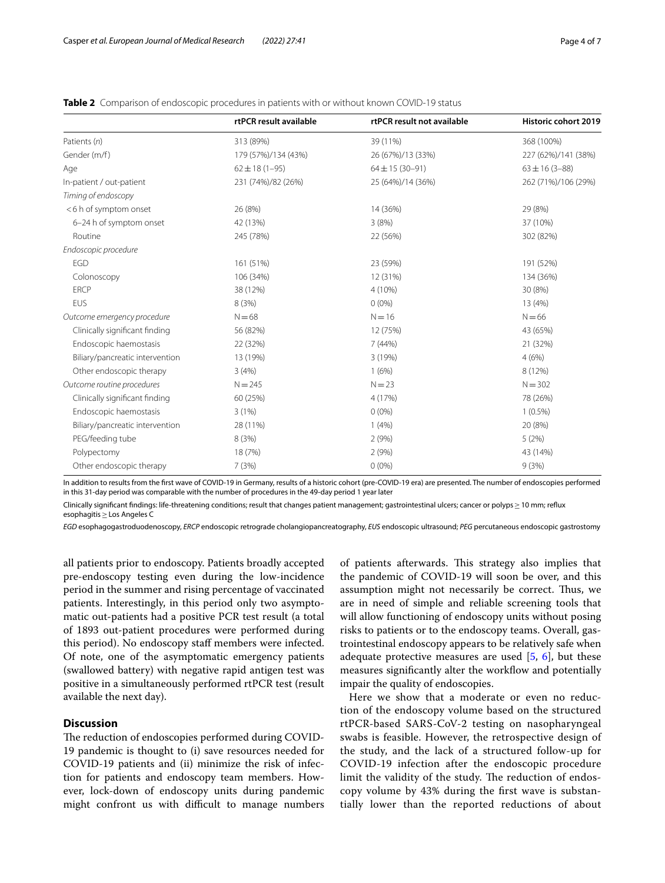**Table 2** Comparison of endoscopic procedures in patients with or without known COVID-19 status

| | rtPCR result available | rtPCR result not available | Historic cohort 2019 |
|---|---|---|---|
| Patients (*n*) | 313 (89%) | 39 (11%) | 368 (100%) |
| Gender (m/f) | 179 (57%)/134 (43%) | 26 (67%)/13 (33%) | 227 (62%)/141 (38%) |
| Age | 62 ± 18 (1–95) | 64 ± 15 (30–91) | 63 ± 16 (3–88) |
| In-patient / out-patient | 231 (74%)/82 (26%) | 25 (64%)/14 (36%) | 262 (71%)/106 (29%) |
| *Timing of endoscopy* | | | |
| < 6 h of symptom onset | 26 (8%) | 14 (36%) | 29 (8%) |
| 6–24 h of symptom onset | 42 (13%) | 3 (8%) | 37 (10%) |
| Routine | 245 (78%) | 22 (56%) | 302 (82%) |
| *Endoscopic procedure* | | | |
| EGD | 161 (51%) | 23 (59%) | 191 (52%) |
| Colonoscopy | 106 (34%) | 12 (31%) | 134 (36%) |
| ERCP | 38 (12%) | 4 (10%) | 30 (8%) |
| EUS | 8 (3%) | 0 (0%) | 13 (4%) |
| *Outcome emergency procedure* | N = 68 | N = 16 | N = 66 |
| Clinically significant finding | 56 (82%) | 12 (75%) | 43 (65%) |
| Endoscopic haemostasis | 22 (32%) | 7 (44%) | 21 (32%) |
| Biliary/pancreatic intervention | 13 (19%) | 3 (19%) | 4 (6%) |
| Other endoscopic therapy | 3 (4%) | 1 (6%) | 8 (12%) |
| *Outcome routine procedures* | N = 245 | N = 23 | N = 302 |
| Clinically significant finding | 60 (25%) | 4 (17%) | 78 (26%) |
| Endoscopic haemostasis | 3 (1%) | 0 (0%) | 1 (0.5%) |
| Biliary/pancreatic intervention | 28 (11%) | 1 (4%) | 20 (8%) |
| PEG/feeding tube | 8 (3%) | 2 (9%) | 5 (2%) |
| Polypectomy | 18 (7%) | 2 (9%) | 43 (14%) |
| Other endoscopic therapy | 7 (3%) | 0 (0%) | 9 (3%) |

In addition to results from the first wave of COVID-19 in Germany, results of a historic cohort (pre-COVID-19 era) are presented. The number of endoscopies performed in this 31-day period was comparable with the number of procedures in the 49-day period 1 year later

Clinically significant findings: life-threatening conditions; result that changes patient management; gastrointestinal ulcers; cancer or polyps ≥ 10 mm; reflux esophagitis ≥ Los Angeles C

*EGD* esophagogastroduodenoscopy, *ERCP* endoscopic retrograde cholangiopancreatography, *EUS* endoscopic ultrasound; *PEG* percutaneous endoscopic gastrostomy

all patients prior to endoscopy. Patients broadly accepted pre-endoscopy testing even during the low-incidence period in the summer and rising percentage of vaccinated patients. Interestingly, in this period only two asymptomatic out-patients had a positive PCR test result (a total of 1893 out-patient procedures were performed during this period). No endoscopy staff members were infected. Of note, one of the asymptomatic emergency patients (swallowed battery) with negative rapid antigen test was positive in a simultaneously performed rtPCR test (result available the next day).

## Discussion

The reduction of endoscopies performed during COVID-19 pandemic is thought to (i) save resources needed for COVID-19 patients and (ii) minimize the risk of infection for patients and endoscopy team members. However, lock-down of endoscopy units during pandemic might confront us with difficult to manage numbers of patients afterwards. This strategy also implies that the pandemic of COVID-19 will soon be over, and this assumption might not necessarily be correct. Thus, we are in need of simple and reliable screening tools that will allow functioning of endoscopy units without posing risks to patients or to the endoscopy teams. Overall, gastrointestinal endoscopy appears to be relatively safe when adequate protective measures are used [5, 6], but these measures significantly alter the workflow and potentially impair the quality of endoscopies.

Here we show that a moderate or even no reduction of the endoscopy volume based on the structured rtPCR-based SARS-CoV-2 testing on nasopharyngeal swabs is feasible. However, the retrospective design of the study, and the lack of a structured follow-up for COVID-19 infection after the endoscopic procedure limit the validity of the study. The reduction of endoscopy volume by 43% during the first wave is substantially lower than the reported reductions of about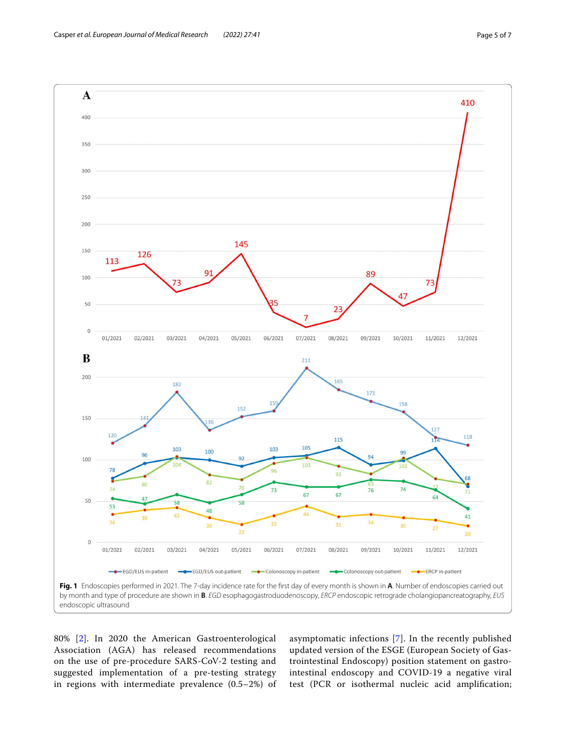**Fig. 1** Endoscopies performed in 2021. The 7-day incidence rate for the first day of every month is shown in **A**. Number of endoscopies carried out by month and type of procedure are shown in **B**. *EGD* esophagogastroduodenoscopy, *ERCP* endoscopic retrograde cholangiopancreatography, *EUS* endoscopic ultrasound

80% [2]. In 2020 the American Gastroenterological Association (AGA) has released recommendations on the use of pre-procedure SARS-CoV-2 testing and suggested implementation of a pre-testing strategy in regions with intermediate prevalence (0.5–2%) of asymptomatic infections [7]. In the recently published updated version of the ESGE (European Society of Gastrointestinal Endoscopy) position statement on gastrointestinal endoscopy and COVID-19 a negative viral test (PCR or isothermal nucleic acid amplification;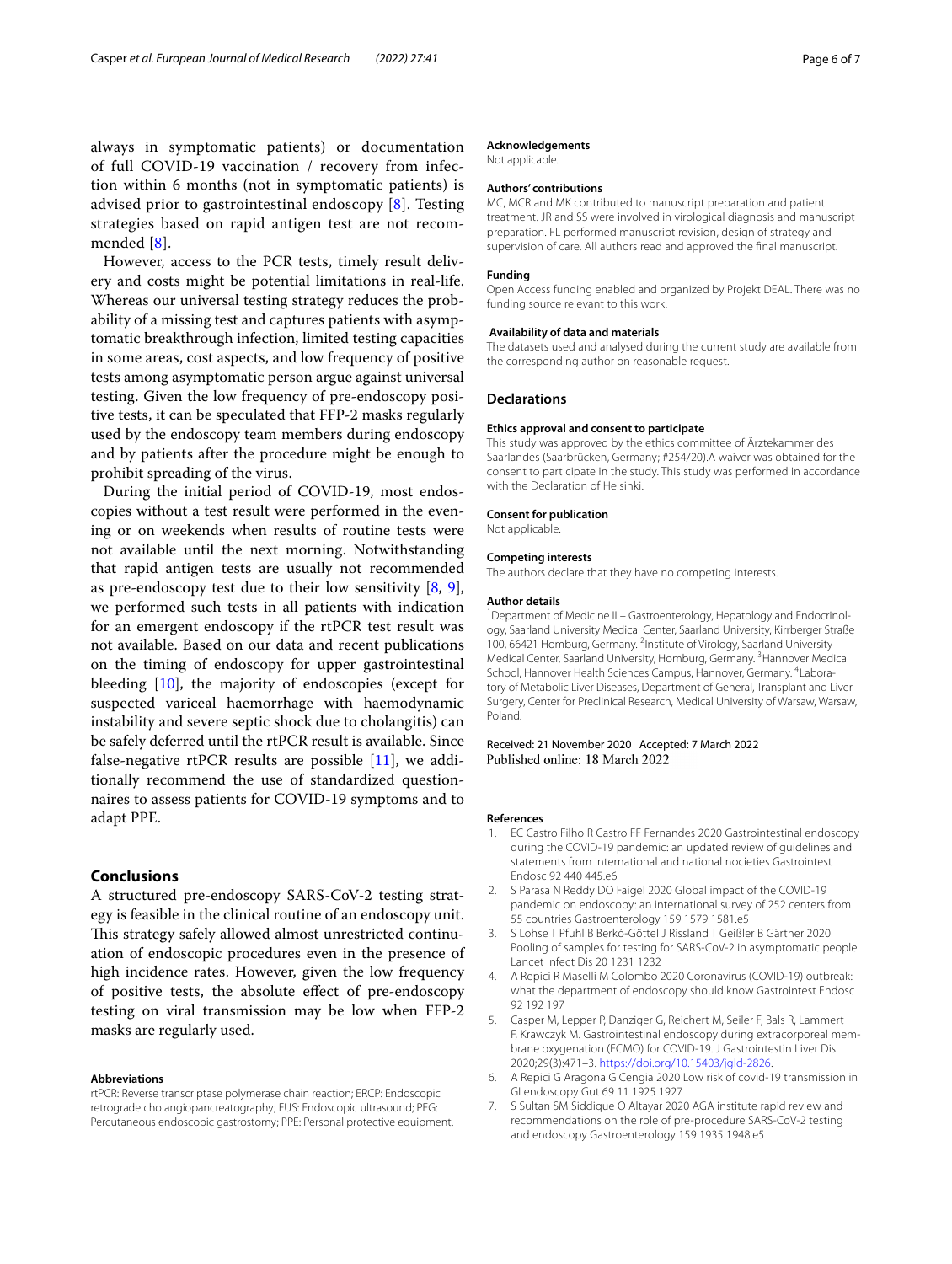always in symptomatic patients) or documentation of full COVID-19 vaccination / recovery from infection within 6 months (not in symptomatic patients) is advised prior to gastrointestinal endoscopy [8]. Testing strategies based on rapid antigen test are not recommended [8].

However, access to the PCR tests, timely result delivery and costs might be potential limitations in real-life. Whereas our universal testing strategy reduces the probability of a missing test and captures patients with asymptomatic breakthrough infection, limited testing capacities in some areas, cost aspects, and low frequency of positive tests among asymptomatic person argue against universal testing. Given the low frequency of pre-endoscopy positive tests, it can be speculated that FFP-2 masks regularly used by the endoscopy team members during endoscopy and by patients after the procedure might be enough to prohibit spreading of the virus.

During the initial period of COVID-19, most endoscopies without a test result were performed in the evening or on weekends when results of routine tests were not available until the next morning. Notwithstanding that rapid antigen tests are usually not recommended as pre-endoscopy test due to their low sensitivity [8, 9], we performed such tests in all patients with indication for an emergent endoscopy if the rtPCR test result was not available. Based on our data and recent publications on the timing of endoscopy for upper gastrointestinal bleeding [10], the majority of endoscopies (except for suspected variceal haemorrhage with haemodynamic instability and severe septic shock due to cholangitis) can be safely deferred until the rtPCR result is available. Since false-negative rtPCR results are possible [11], we additionally recommend the use of standardized questionnaires to assess patients for COVID-19 symptoms and to adapt PPE.

## Conclusions

A structured pre-endoscopy SARS-CoV-2 testing strategy is feasible in the clinical routine of an endoscopy unit. This strategy safely allowed almost unrestricted continuation of endoscopic procedures even in the presence of high incidence rates. However, given the low frequency of positive tests, the absolute effect of pre-endoscopy testing on viral transmission may be low when FFP-2 masks are regularly used.

#### Abbreviations

rtPCR: Reverse transcriptase polymerase chain reaction; ERCP: Endoscopic retrograde cholangiopancreatography; EUS: Endoscopic ultrasound; PEG: Percutaneous endoscopic gastrostomy; PPE: Personal protective equipment.

#### Acknowledgements

Not applicable.

#### Authors' contributions

MC, MCR and MK contributed to manuscript preparation and patient treatment. JR and SS were involved in virological diagnosis and manuscript preparation. FL performed manuscript revision, design of strategy and supervision of care. All authors read and approved the final manuscript.

#### Funding

Open Access funding enabled and organized by Projekt DEAL. There was no funding source relevant to this work.

#### Availability of data and materials

The datasets used and analysed during the current study are available from the corresponding author on reasonable request.

### Declarations

#### Ethics approval and consent to participate

This study was approved by the ethics committee of Ärztekammer des Saarlandes (Saarbrücken, Germany; #254/20).A waiver was obtained for the consent to participate in the study. This study was performed in accordance with the Declaration of Helsinki.

#### Consent for publication

Not applicable.

#### Competing interests

The authors declare that they have no competing interests.

#### Author details

[1] Department of Medicine II – Gastroenterology, Hepatology and Endocrinology, Saarland University Medical Center, Saarland University, Kirrberger Straße 100, 66421 Homburg, Germany. [2] Institute of Virology, Saarland University Medical Center, Saarland University, Homburg, Germany. [3] Hannover Medical School, Hannover Health Sciences Campus, Hannover, Germany. [4] Laboratory of Metabolic Liver Diseases, Department of General, Transplant and Liver Surgery, Center for Preclinical Research, Medical University of Warsaw, Warsaw, Poland.

Received: 21 November 2020 Accepted: 7 March 2022
Published online: 18 March 2022

#### References

1. EC Castro Filho R Castro FF Fernandes 2020 Gastrointestinal endoscopy during the COVID-19 pandemic: an updated review of guidelines and statements from international and national nocieties Gastrointest Endosc 92 440 445.e6
2. S Parasa N Reddy DO Faigel 2020 Global impact of the COVID-19 pandemic on endoscopy: an international survey of 252 centers from 55 countries Gastroenterology 159 1579 1581.e5
3. S Lohse T Pfuhl B Berkó-Göttel J Rissland T Geißler B Gärtner 2020 Pooling of samples for testing for SARS-CoV-2 in asymptomatic people Lancet Infect Dis 20 1231 1232
4. A Repici R Maselli M Colombo 2020 Coronavirus (COVID-19) outbreak: what the department of endoscopy should know Gastrointest Endosc 92 192 197
5. Casper M, Lepper P, Danziger G, Reichert M, Seiler F, Bals R, Lammert F, Krawczyk M. Gastrointestinal endoscopy during extracorporeal membrane oxygenation (ECMO) for COVID-19. J Gastrointestin Liver Dis. 2020;29(3):471–3. https://doi.org/10.15403/jgld-2826.
6. A Repici G Aragona G Cengia 2020 Low risk of covid-19 transmission in GI endoscopy Gut 69 11 1925 1927
7. S Sultan SM Siddique O Altayar 2020 AGA institute rapid review and recommendations on the role of pre-procedure SARS-CoV-2 testing and endoscopy Gastroenterology 159 1935 1948.e5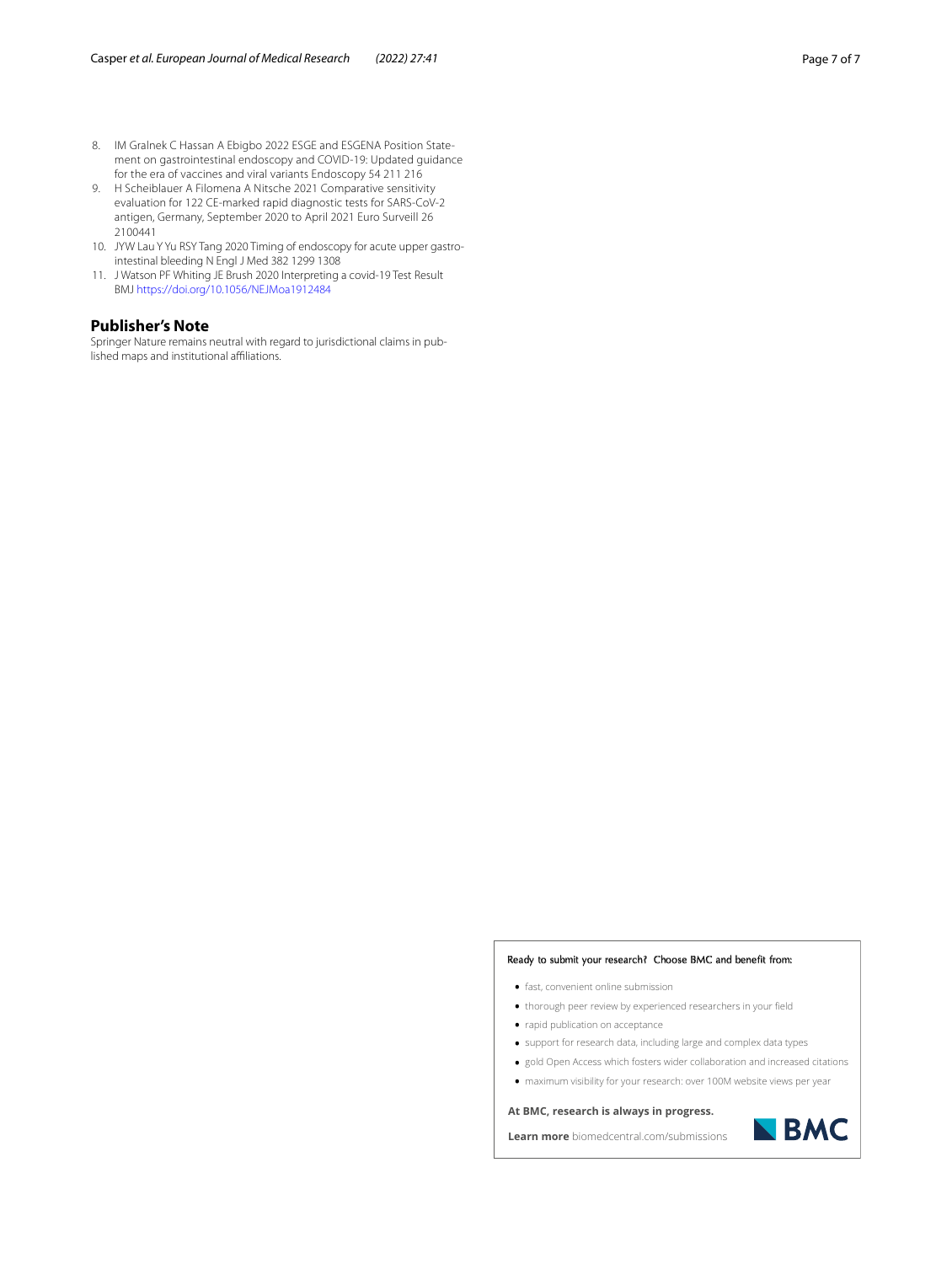8. IM Gralnek C Hassan A Ebigbo 2022 ESGE and ESGENA Position Statement on gastrointestinal endoscopy and COVID-19: Updated guidance for the era of vaccines and viral variants Endoscopy 54 211 216
9. H Scheiblauer A Filomena A Nitsche 2021 Comparative sensitivity evaluation for 122 CE-marked rapid diagnostic tests for SARS-CoV-2 antigen, Germany, September 2020 to April 2021 Euro Surveill 26 2100441
10. JYW Lau Y Yu RSY Tang 2020 Timing of endoscopy for acute upper gastrointestinal bleeding N Engl J Med 382 1299 1308
11. J Watson PF Whiting JE Brush 2020 Interpreting a covid-19 Test Result BMJ https://doi.org/10.1056/NEJMoa1912484

## Publisher's Note

Springer Nature remains neutral with regard to jurisdictional claims in published maps and institutional affiliations.

Ready to submit your research? Choose BMC and benefit from:

- fast, convenient online submission
- thorough peer review by experienced researchers in your field
- rapid publication on acceptance
- support for research data, including large and complex data types
- gold Open Access which fosters wider collaboration and increased citations
- maximum visibility for your research: over 100M website views per year

**At BMC, research is always in progress.**

**Learn more** biomedcentral.com/submissions

BMC